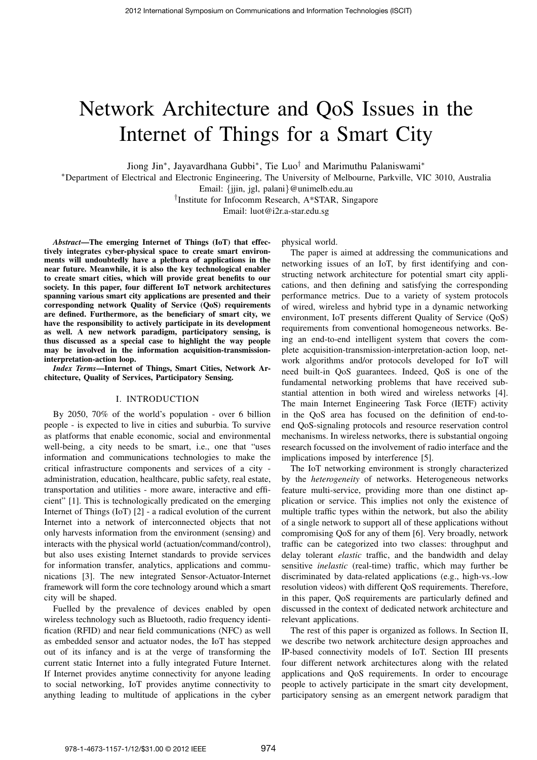# Network Architecture and QoS Issues in the Internet of Things for a Smart City

Jiong Jin*, Jayavardhana Gubbi*, Tie Luo† and Marimuthu Palaniswami*

*Department of Electrical and Electronic Engineering, The University of Melbourne, Parkville, VIC 3010, Australia
Email: {jjin, jgl, palani}@unimelb.edu.au

†Institute for Infocomm Research, A*STAR, Singapore
Email: luot@i2r.a-star.edu.sg

***Abstract*—The emerging Internet of Things (IoT) that effectively integrates cyber-physical space to create smart environments will undoubtedly have a plethora of applications in the near future. Meanwhile, it is also the key technological enabler to create smart cities, which will provide great benefits to our society. In this paper, four different IoT network architectures spanning various smart city applications are presented and their corresponding network Quality of Service (QoS) requirements are defined. Furthermore, as the beneficiary of smart city, we have the responsibility to actively participate in its development as well. A new network paradigm, participatory sensing, is thus discussed as a special case to highlight the way people may be involved in the information acquisition-transmission-interpretation-action loop.**

***Index Terms*—Internet of Things, Smart Cities, Network Architecture, Quality of Services, Participatory Sensing.**

## I. Introduction

By 2050, 70% of the world's population - over 6 billion people - is expected to live in cities and suburbia. To survive as platforms that enable economic, social and environmental well-being, a city needs to be smart, i.e., one that "uses information and communications technologies to make the critical infrastructure components and services of a city - administration, education, healthcare, public safety, real estate, transportation and utilities - more aware, interactive and efficient" [1]. This is technologically predicated on the emerging Internet of Things (IoT) [2] - a radical evolution of the current Internet into a network of interconnected objects that not only harvests information from the environment (sensing) and interacts with the physical world (actuation/command/control), but also uses existing Internet standards to provide services for information transfer, analytics, applications and communications [3]. The new integrated Sensor-Actuator-Internet framework will form the core technology around which a smart city will be shaped.

Fuelled by the prevalence of devices enabled by open wireless technology such as Bluetooth, radio frequency identification (RFID) and near field communications (NFC) as well as embedded sensor and actuator nodes, the IoT has stepped out of its infancy and is at the verge of transforming the current static Internet into a fully integrated Future Internet. If Internet provides anytime connectivity for anyone leading to social networking, IoT provides anytime connectivity to anything leading to multitude of applications in the cyber physical world.

The paper is aimed at addressing the communications and networking issues of an IoT, by first identifying and constructing network architecture for potential smart city applications, and then defining and satisfying the corresponding performance metrics. Due to a variety of system protocols of wired, wireless and hybrid type in a dynamic networking environment, IoT presents different Quality of Service (QoS) requirements from conventional homogeneous networks. Being an end-to-end intelligent system that covers the complete acquisition-transmission-interpretation-action loop, network algorithms and/or protocols developed for IoT will need built-in QoS guarantees. Indeed, QoS is one of the fundamental networking problems that have received substantial attention in both wired and wireless networks [4]. The main Internet Engineering Task Force (IETF) activity in the QoS area has focused on the definition of end-to-end QoS-signaling protocols and resource reservation control mechanisms. In wireless networks, there is substantial ongoing research focussed on the involvement of radio interface and the implications imposed by interference [5].

The IoT networking environment is strongly characterized by the *heterogeneity* of networks. Heterogeneous networks feature multi-service, providing more than one distinct application or service. This implies not only the existence of multiple traffic types within the network, but also the ability of a single network to support all of these applications without compromising QoS for any of them [6]. Very broadly, network traffic can be categorized into two classes: throughput and delay tolerant *elastic* traffic, and the bandwidth and delay sensitive *inelastic* (real-time) traffic, which may further be discriminated by data-related applications (e.g., high-vs.-low resolution videos) with different QoS requirements. Therefore, in this paper, QoS requirements are particularly defined and discussed in the context of dedicated network architecture and relevant applications.

The rest of this paper is organized as follows. In Section II, we describe two network architecture design approaches and IP-based connectivity models of IoT. Section III presents four different network architectures along with the related applications and QoS requirements. In order to encourage people to actively participate in the smart city development, participatory sensing as an emergent network paradigm that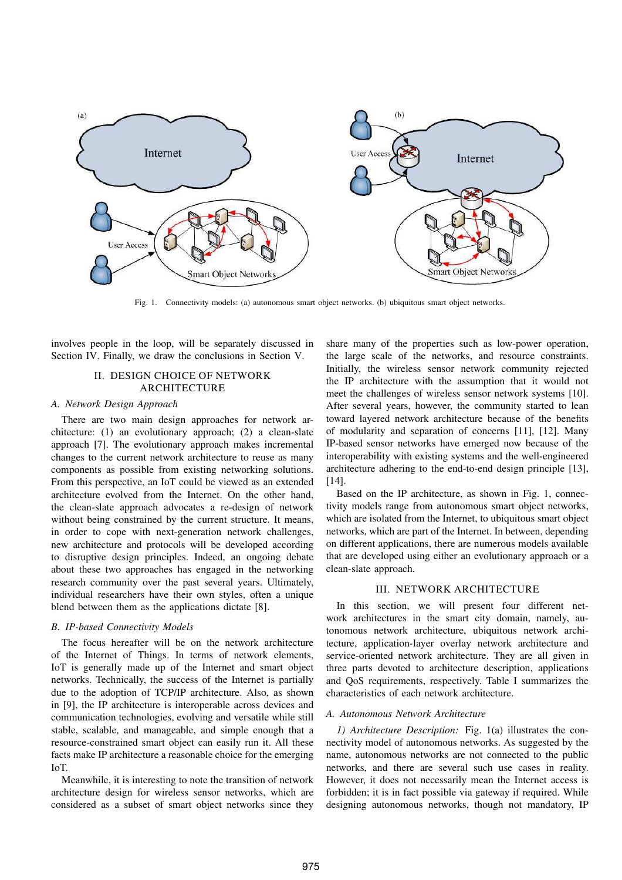Fig. 1. Connectivity models: (a) autonomous smart object networks. (b) ubiquitous smart object networks.

involves people in the loop, will be separately discussed in Section IV. Finally, we draw the conclusions in Section V.

## II. DESIGN CHOICE OF NETWORK ARCHITECTURE

### A. Network Design Approach

There are two main design approaches for network architecture: (1) an evolutionary approach; (2) a clean-slate approach [7]. The evolutionary approach makes incremental changes to the current network architecture to reuse as many components as possible from existing networking solutions. From this perspective, an IoT could be viewed as an extended architecture evolved from the Internet. On the other hand, the clean-slate approach advocates a re-design of network without being constrained by the current structure. It means, in order to cope with next-generation network challenges, new architecture and protocols will be developed according to disruptive design principles. Indeed, an ongoing debate about these two approaches has engaged in the networking research community over the past several years. Ultimately, individual researchers have their own styles, often a unique blend between them as the applications dictate [8].

### B. IP-based Connectivity Models

The focus hereafter will be on the network architecture of the Internet of Things. In terms of network elements, IoT is generally made up of the Internet and smart object networks. Technically, the success of the Internet is partially due to the adoption of TCP/IP architecture. Also, as shown in [9], the IP architecture is interoperable across devices and communication technologies, evolving and versatile while still stable, scalable, and manageable, and simple enough that a resource-constrained smart object can easily run it. All these facts make IP architecture a reasonable choice for the emerging IoT.

Meanwhile, it is interesting to note the transition of network architecture design for wireless sensor networks, which are considered as a subset of smart object networks since they share many of the properties such as low-power operation, the large scale of the networks, and resource constraints. Initially, the wireless sensor network community rejected the IP architecture with the assumption that it would not meet the challenges of wireless sensor network systems [10]. After several years, however, the community started to lean toward layered network architecture because of the benefits of modularity and separation of concerns [11], [12]. Many IP-based sensor networks have emerged now because of the interoperability with existing systems and the well-engineered architecture adhering to the end-to-end design principle [13], [14].

Based on the IP architecture, as shown in Fig. 1, connectivity models range from autonomous smart object networks, which are isolated from the Internet, to ubiquitous smart object networks, which are part of the Internet. In between, depending on different applications, there are numerous models available that are developed using either an evolutionary approach or a clean-slate approach.

## III. NETWORK ARCHITECTURE

In this section, we will present four different network architectures in the smart city domain, namely, autonomous network architecture, ubiquitous network architecture, application-layer overlay network architecture and service-oriented network architecture. They are all given in three parts devoted to architecture description, applications and QoS requirements, respectively. Table I summarizes the characteristics of each network architecture.

### A. Autonomous Network Architecture

*1) Architecture Description:* Fig. 1(a) illustrates the connectivity model of autonomous networks. As suggested by the name, autonomous networks are not connected to the public networks, and there are several such use cases in reality. However, it does not necessarily mean the Internet access is forbidden; it is in fact possible via gateway if required. While designing autonomous networks, though not mandatory, IP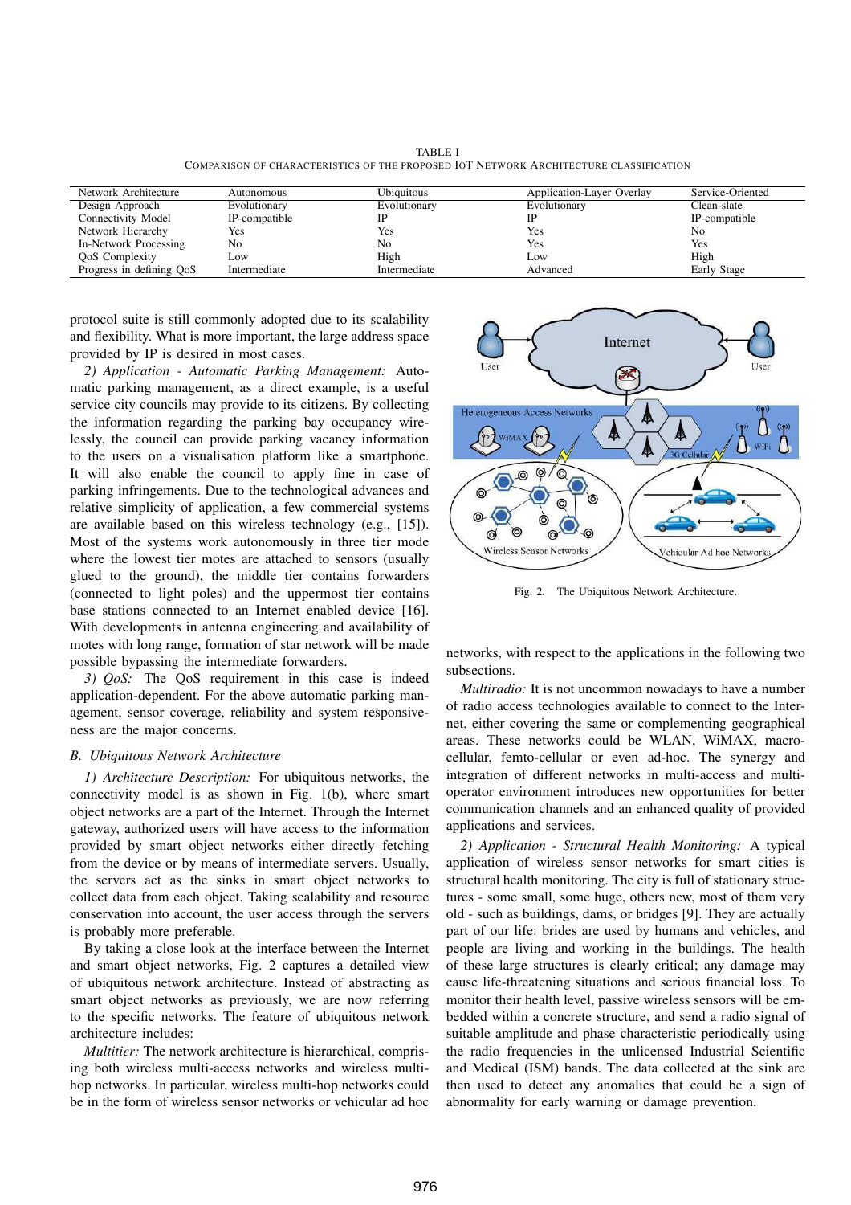TABLE I

COMPARISON OF CHARACTERISTICS OF THE PROPOSED IOT NETWORK ARCHITECTURE CLASSIFICATION

| Network Architecture | Autonomous | Ubiquitous | Application-Layer Overlay | Service-Oriented |
|---|---|---|---|---|
| Design Approach | Evolutionary | Evolutionary | Evolutionary | Clean-slate |
| Connectivity Model | IP-compatible | IP | IP | IP-compatible |
| Network Hierarchy | Yes | Yes | Yes | No |
| In-Network Processing | No | No | Yes | Yes |
| QoS Complexity | Low | High | Low | High |
| Progress in defining QoS | Intermediate | Intermediate | Advanced | Early Stage |

protocol suite is still commonly adopted due to its scalability and flexibility. What is more important, the large address space provided by IP is desired in most cases.

*2) Application - Automatic Parking Management:* Automatic parking management, as a direct example, is a useful service city councils may provide to its citizens. By collecting the information regarding the parking bay occupancy wirelessly, the council can provide parking vacancy information to the users on a visualisation platform like a smartphone. It will also enable the council to apply fine in case of parking infringements. Due to the technological advances and relative simplicity of application, a few commercial systems are available based on this wireless technology (e.g., [15]). Most of the systems work autonomously in three tier mode where the lowest tier motes are attached to sensors (usually glued to the ground), the middle tier contains forwarders (connected to light poles) and the uppermost tier contains base stations connected to an Internet enabled device [16]. With developments in antenna engineering and availability of motes with long range, formation of star network will be made possible bypassing the intermediate forwarders.

*3) QoS:* The QoS requirement in this case is indeed application-dependent. For the above automatic parking management, sensor coverage, reliability and system responsiveness are the major concerns.

### *B. Ubiquitous Network Architecture*

*1) Architecture Description:* For ubiquitous networks, the connectivity model is as shown in Fig. 1(b), where smart object networks are a part of the Internet. Through the Internet gateway, authorized users will have access to the information provided by smart object networks either directly fetching from the device or by means of intermediate servers. Usually, the servers act as the sinks in smart object networks to collect data from each object. Taking scalability and resource conservation into account, the user access through the servers is probably more preferable.

By taking a close look at the interface between the Internet and smart object networks, Fig. 2 captures a detailed view of ubiquitous network architecture. Instead of abstracting as smart object networks as previously, we are now referring to the specific networks. The feature of ubiquitous network architecture includes:

*Multitier:* The network architecture is hierarchical, comprising both wireless multi-access networks and wireless multi-hop networks. In particular, wireless multi-hop networks could be in the form of wireless sensor networks or vehicular ad hoc networks, with respect to the applications in the following two subsections.

Fig. 2. The Ubiquitous Network Architecture.

*Multiradio:* It is not uncommon nowadays to have a number of radio access technologies available to connect to the Internet, either covering the same or complementing geographical areas. These networks could be WLAN, WiMAX, macro-cellular, femto-cellular or even ad-hoc. The synergy and integration of different networks in multi-access and multi-operator environment introduces new opportunities for better communication channels and an enhanced quality of provided applications and services.

*2) Application - Structural Health Monitoring:* A typical application of wireless sensor networks for smart cities is structural health monitoring. The city is full of stationary structures - some small, some huge, others new, most of them very old - such as buildings, dams, or bridges [9]. They are actually part of our life: brides are used by humans and vehicles, and people are living and working in the buildings. The health of these large structures is clearly critical; any damage may cause life-threatening situations and serious financial loss. To monitor their health level, passive wireless sensors will be embedded within a concrete structure, and send a radio signal of suitable amplitude and phase characteristic periodically using the radio frequencies in the unlicensed Industrial Scientific and Medical (ISM) bands. The data collected at the sink are then used to detect any anomalies that could be a sign of abnormality for early warning or damage prevention.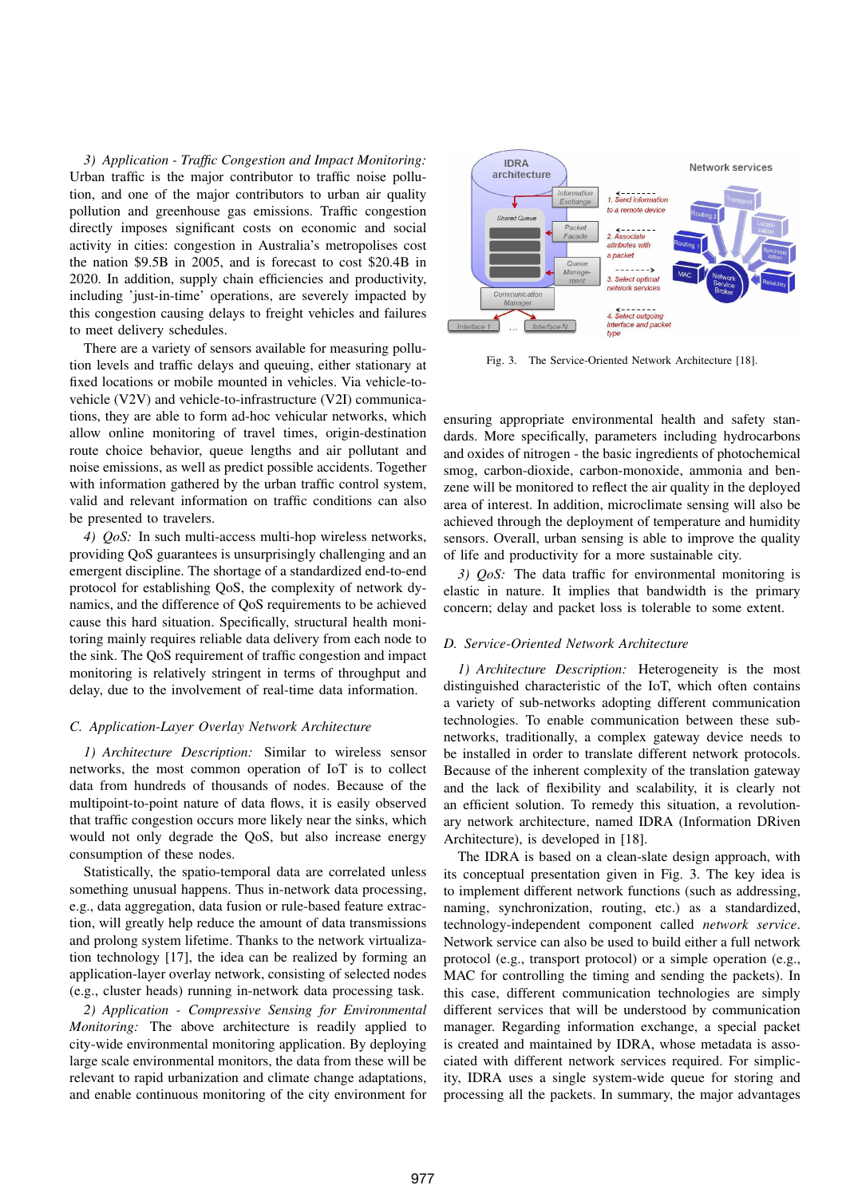*3) Application - Traffic Congestion and Impact Monitoring:* Urban traffic is the major contributor to traffic noise pollution, and one of the major contributors to urban air quality pollution and greenhouse gas emissions. Traffic congestion directly imposes significant costs on economic and social activity in cities: congestion in Australia's metropolises cost the nation \$9.5B in 2005, and is forecast to cost \$20.4B in 2020. In addition, supply chain efficiencies and productivity, including 'just-in-time' operations, are severely impacted by this congestion causing delays to freight vehicles and failures to meet delivery schedules.

There are a variety of sensors available for measuring pollution levels and traffic delays and queuing, either stationary at fixed locations or mobile mounted in vehicles. Via vehicle-to-vehicle (V2V) and vehicle-to-infrastructure (V2I) communications, they are able to form ad-hoc vehicular networks, which allow online monitoring of travel times, origin-destination route choice behavior, queue lengths and air pollutant and noise emissions, as well as predict possible accidents. Together with information gathered by the urban traffic control system, valid and relevant information on traffic conditions can also be presented to travelers.

*4) QoS:* In such multi-access multi-hop wireless networks, providing QoS guarantees is unsurprisingly challenging and an emergent discipline. The shortage of a standardized end-to-end protocol for establishing QoS, the complexity of network dynamics, and the difference of QoS requirements to be achieved cause this hard situation. Specifically, structural health monitoring mainly requires reliable data delivery from each node to the sink. The QoS requirement of traffic congestion and impact monitoring is relatively stringent in terms of throughput and delay, due to the involvement of real-time data information.

### C. Application-Layer Overlay Network Architecture

*1) Architecture Description:* Similar to wireless sensor networks, the most common operation of IoT is to collect data from hundreds of thousands of nodes. Because of the multipoint-to-point nature of data flows, it is easily observed that traffic congestion occurs more likely near the sinks, which would not only degrade the QoS, but also increase energy consumption of these nodes.

Statistically, the spatio-temporal data are correlated unless something unusual happens. Thus in-network data processing, e.g., data aggregation, data fusion or rule-based feature extraction, will greatly help reduce the amount of data transmissions and prolong system lifetime. Thanks to the network virtualization technology [17], the idea can be realized by forming an application-layer overlay network, consisting of selected nodes (e.g., cluster heads) running in-network data processing task.

*2) Application - Compressive Sensing for Environmental Monitoring:* The above architecture is readily applied to city-wide environmental monitoring application. By deploying large scale environmental monitors, the data from these will be relevant to rapid urbanization and climate change adaptations, and enable continuous monitoring of the city environment for ensuring appropriate environmental health and safety standards. More specifically, parameters including hydrocarbons and oxides of nitrogen - the basic ingredients of photochemical smog, carbon-dioxide, carbon-monoxide, ammonia and benzene will be monitored to reflect the air quality in the deployed area of interest. In addition, microclimate sensing will also be achieved through the deployment of temperature and humidity sensors. Overall, urban sensing is able to improve the quality of life and productivity for a more sustainable city.

*3) QoS:* The data traffic for environmental monitoring is elastic in nature. It implies that bandwidth is the primary concern; delay and packet loss is tolerable to some extent.

Fig. 3. The Service-Oriented Network Architecture [18].

### D. Service-Oriented Network Architecture

*1) Architecture Description:* Heterogeneity is the most distinguished characteristic of the IoT, which often contains a variety of sub-networks adopting different communication technologies. To enable communication between these sub-networks, traditionally, a complex gateway device needs to be installed in order to translate different network protocols. Because of the inherent complexity of the translation gateway and the lack of flexibility and scalability, it is clearly not an efficient solution. To remedy this situation, a revolutionary network architecture, named IDRA (Information DRiven Architecture), is developed in [18].

The IDRA is based on a clean-slate design approach, with its conceptual presentation given in Fig. 3. The key idea is to implement different network functions (such as addressing, naming, synchronization, routing, etc.) as a standardized, technology-independent component called *network service*. Network service can also be used to build either a full network protocol (e.g., transport protocol) or a simple operation (e.g., MAC for controlling the timing and sending the packets). In this case, different communication technologies are simply different services that will be understood by communication manager. Regarding information exchange, a special packet is created and maintained by IDRA, whose metadata is associated with different network services required. For simplicity, IDRA uses a single system-wide queue for storing and processing all the packets. In summary, the major advantages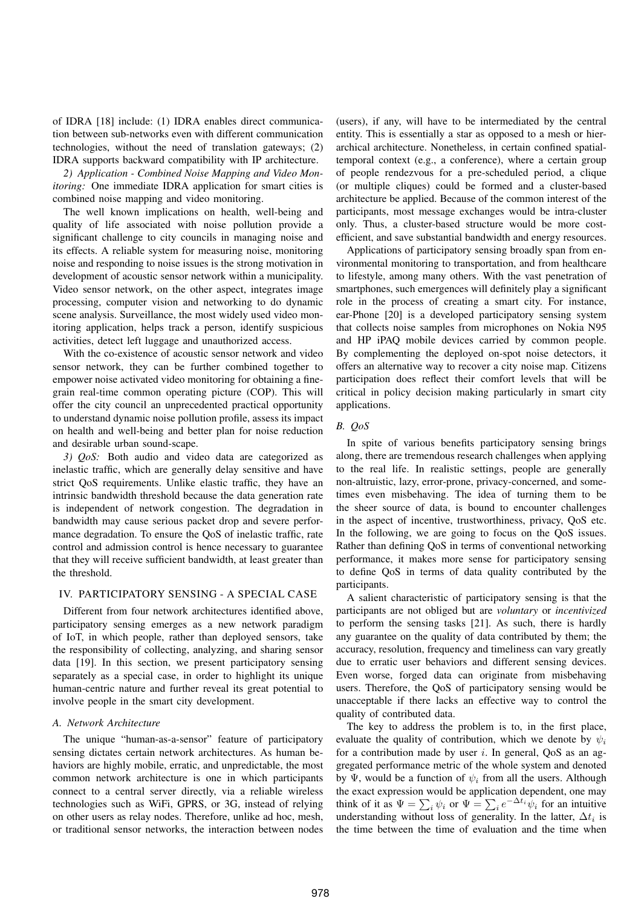of IDRA [18] include: (1) IDRA enables direct communication between sub-networks even with different communication technologies, without the need of translation gateways; (2) IDRA supports backward compatibility with IP architecture.

*2) Application - Combined Noise Mapping and Video Monitoring:* One immediate IDRA application for smart cities is combined noise mapping and video monitoring.

The well known implications on health, well-being and quality of life associated with noise pollution provide a significant challenge to city councils in managing noise and its effects. A reliable system for measuring noise, monitoring noise and responding to noise issues is the strong motivation in development of acoustic sensor network within a municipality. Video sensor network, on the other aspect, integrates image processing, computer vision and networking to do dynamic scene analysis. Surveillance, the most widely used video monitoring application, helps track a person, identify suspicious activities, detect left luggage and unauthorized access.

With the co-existence of acoustic sensor network and video sensor network, they can be further combined together to empower noise activated video monitoring for obtaining a fine-grain real-time common operating picture (COP). This will offer the city council an unprecedented practical opportunity to understand dynamic noise pollution profile, assess its impact on health and well-being and better plan for noise reduction and desirable urban sound-scape.

*3) QoS:* Both audio and video data are categorized as inelastic traffic, which are generally delay sensitive and have strict QoS requirements. Unlike elastic traffic, they have an intrinsic bandwidth threshold because the data generation rate is independent of network congestion. The degradation in bandwidth may cause serious packet drop and severe performance degradation. To ensure the QoS of inelastic traffic, rate control and admission control is hence necessary to guarantee that they will receive sufficient bandwidth, at least greater than the threshold.

## IV. Participatory Sensing - A Special Case

Different from four network architectures identified above, participatory sensing emerges as a new network paradigm of IoT, in which people, rather than deployed sensors, take the responsibility of collecting, analyzing, and sharing sensor data [19]. In this section, we present participatory sensing separately as a special case, in order to highlight its unique human-centric nature and further reveal its great potential to involve people in the smart city development.

### A. Network Architecture

The unique "human-as-a-sensor" feature of participatory sensing dictates certain network architectures. As human behaviors are highly mobile, erratic, and unpredictable, the most common network architecture is one in which participants connect to a central server directly, via a reliable wireless technologies such as WiFi, GPRS, or 3G, instead of relying on other users as relay nodes. Therefore, unlike ad hoc, mesh, or traditional sensor networks, the interaction between nodes (users), if any, will have to be intermediated by the central entity. This is essentially a star as opposed to a mesh or hierarchical architecture. Nonetheless, in certain confined spatial-temporal context (e.g., a conference), where a certain group of people rendezvous for a pre-scheduled period, a clique (or multiple cliques) could be formed and a cluster-based architecture be applied. Because of the common interest of the participants, most message exchanges would be intra-cluster only. Thus, a cluster-based structure would be more cost-efficient, and save substantial bandwidth and energy resources.

Applications of participatory sensing broadly span from environmental monitoring to transportation, and from healthcare to lifestyle, among many others. With the vast penetration of smartphones, such emergences will definitely play a significant role in the process of creating a smart city. For instance, ear-Phone [20] is a developed participatory sensing system that collects noise samples from microphones on Nokia N95 and HP iPAQ mobile devices carried by common people. By complementing the deployed on-spot noise detectors, it offers an alternative way to recover a city noise map. Citizens participation does reflect their comfort levels that will be critical in policy decision making particularly in smart city applications.

### B. QoS

In spite of various benefits participatory sensing brings along, there are tremendous research challenges when applying to the real life. In realistic settings, people are generally non-altruistic, lazy, error-prone, privacy-concerned, and sometimes even misbehaving. The idea of turning them to be the sheer source of data, is bound to encounter challenges in the aspect of incentive, trustworthiness, privacy, QoS etc. In the following, we are going to focus on the QoS issues. Rather than defining QoS in terms of conventional networking performance, it makes more sense for participatory sensing to define QoS in terms of data quality contributed by the participants.

A salient characteristic of participatory sensing is that the participants are not obliged but are *voluntary* or *incentivized* to perform the sensing tasks [21]. As such, there is hardly any guarantee on the quality of data contributed by them; the accuracy, resolution, frequency and timeliness can vary greatly due to erratic user behaviors and different sensing devices. Even worse, forged data can originate from misbehaving users. Therefore, the QoS of participatory sensing would be unacceptable if there lacks an effective way to control the quality of contributed data.

The key to address the problem is to, in the first place, evaluate the quality of contribution, which we denote by $\psi_i$ for a contribution made by user $i$. In general, QoS as an aggregated performance metric of the whole system and denoted by $\Psi$, would be a function of $\psi_i$ from all the users. Although the exact expression would be application dependent, one may think of it as $\Psi = \sum_i \psi_i$ or $\Psi = \sum_i e^{-\Delta t_i} \psi_i$ for an intuitive understanding without loss of generality. In the latter, $\Delta t_i$ is the time between the time of evaluation and the time when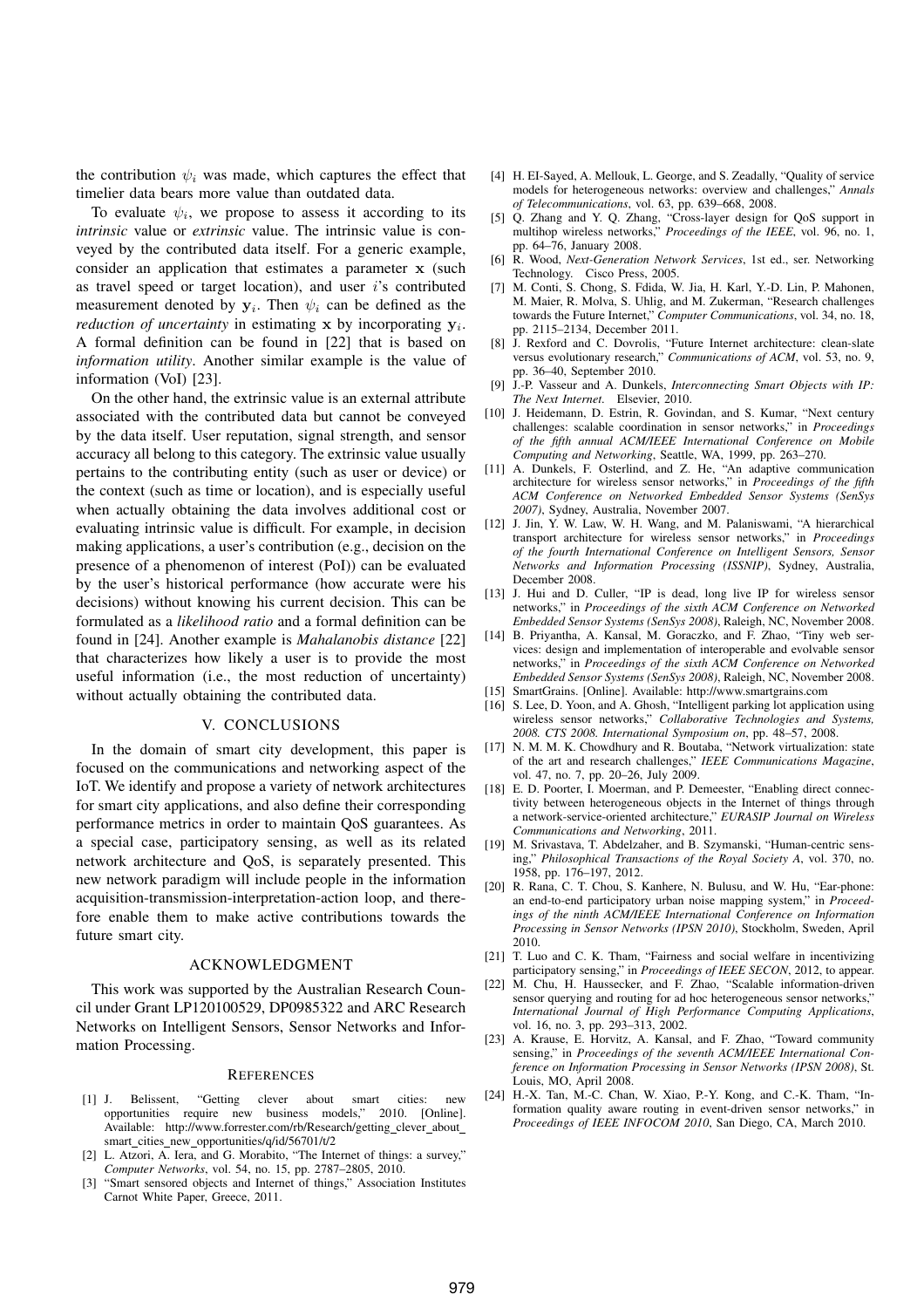the contribution $\psi_i$ was made, which captures the effect that timelier data bears more value than outdated data.

To evaluate $\psi_i$, we propose to assess it according to its *intrinsic* value or *extrinsic* value. The intrinsic value is conveyed by the contributed data itself. For a generic example, consider an application that estimates a parameter $\mathbf{x}$ (such as travel speed or target location), and user $i$'s contributed measurement denoted by $\mathbf{y}_i$. Then $\psi_i$ can be defined as the *reduction of uncertainty* in estimating $\mathbf{x}$ by incorporating $\mathbf{y}_i$. A formal definition can be found in [22] that is based on *information utility*. Another similar example is the value of information (VoI) [23].

On the other hand, the extrinsic value is an external attribute associated with the contributed data but cannot be conveyed by the data itself. User reputation, signal strength, and sensor accuracy all belong to this category. The extrinsic value usually pertains to the contributing entity (such as user or device) or the context (such as time or location), and is especially useful when actually obtaining the data involves additional cost or evaluating intrinsic value is difficult. For example, in decision making applications, a user's contribution (e.g., decision on the presence of a phenomenon of interest (PoI)) can be evaluated by the user's historical performance (how accurate were his decisions) without knowing his current decision. This can be formulated as a *likelihood ratio* and a formal definition can be found in [24]. Another example is *Mahalanobis distance* [22] that characterizes how likely a user is to provide the most useful information (i.e., the most reduction of uncertainty) without actually obtaining the contributed data.

## V. CONCLUSIONS

In the domain of smart city development, this paper is focused on the communications and networking aspect of the IoT. We identify and propose a variety of network architectures for smart city applications, and also define their corresponding performance metrics in order to maintain QoS guarantees. As a special case, participatory sensing, as well as its related network architecture and QoS, is separately presented. This new network paradigm will include people in the information acquisition-transmission-interpretation-action loop, and therefore enable them to make active contributions towards the future smart city.

## ACKNOWLEDGMENT

This work was supported by the Australian Research Council under Grant LP120100529, DP0985322 and ARC Research Networks on Intelligent Sensors, Sensor Networks and Information Processing.

## REFERENCES

[1] J. Belissent, "Getting clever about smart cities: new opportunities require new business models," 2010. [Online]. Available: http://www.forrester.com/rb/Research/getting_clever_about_smart_cities_new_opportunities/q/id/56701/t/2

[2] L. Atzori, A. Iera, and G. Morabito, "The Internet of things: a survey," *Computer Networks*, vol. 54, no. 15, pp. 2787–2805, 2010.

[3] "Smart sensored objects and Internet of things," Association Institutes Carnot White Paper, Greece, 2011.

[4] H. El-Sayed, A. Mellouk, L. George, and S. Zeadally, "Quality of service models for heterogeneous networks: overview and challenges," *Annals of Telecommunications*, vol. 63, pp. 639–668, 2008.

[5] Q. Zhang and Y. Q. Zhang, "Cross-layer design for QoS support in multihop wireless networks," *Proceedings of the IEEE*, vol. 96, no. 1, pp. 64–76, January 2008.

[6] R. Wood, *Next-Generation Network Services*, 1st ed., ser. Networking Technology. Cisco Press, 2005.

[7] M. Conti, S. Chong, S. Fdida, W. Jia, H. Karl, Y.-D. Lin, P. Mahonen, M. Maier, R. Molva, S. Uhlig, and M. Zukerman, "Research challenges towards the Future Internet," *Computer Communications*, vol. 34, no. 18, pp. 2115–2134, December 2011.

[8] J. Rexford and C. Dovrolis, "Future Internet architecture: clean-slate versus evolutionary research," *Communications of ACM*, vol. 53, no. 9, pp. 36–40, September 2010.

[9] J.-P. Vasseur and A. Dunkels, *Interconnecting Smart Objects with IP: The Next Internet*. Elsevier, 2010.

[10] J. Heidemann, D. Estrin, R. Govindan, and S. Kumar, "Next century challenges: scalable coordination in sensor networks," in *Proceedings of the fifth annual ACM/IEEE International Conference on Mobile Computing and Networking*, Seattle, WA, 1999, pp. 263–270.

[11] A. Dunkels, F. Osterlind, and Z. He, "An adaptive communication architecture for wireless sensor networks," in *Proceedings of the fifth ACM Conference on Networked Embedded Sensor Systems (SenSys 2007)*, Sydney, Australia, November 2007.

[12] J. Jin, Y. W. Law, W. H. Wang, and M. Palaniswami, "A hierarchical transport architecture for wireless sensor networks," in *Proceedings of the fourth International Conference on Intelligent Sensors, Sensor Networks and Information Processing (ISSNIP)*, Sydney, Australia, December 2008.

[13] J. Hui and D. Culler, "IP is dead, long live IP for wireless sensor networks," in *Proceedings of the sixth ACM Conference on Networked Embedded Sensor Systems (SenSys 2008)*, Raleigh, NC, November 2008.

[14] B. Priyantha, A. Kansal, M. Goraczko, and F. Zhao, "Tiny web services: design and implementation of interoperable and evolvable sensor networks," in *Proceedings of the sixth ACM Conference on Networked Embedded Sensor Systems (SenSys 2008)*, Raleigh, NC, November 2008.

[15] SmartGrains. [Online]. Available: http://www.smartgrains.com

[16] S. Lee, D. Yoon, and A. Ghosh, "Intelligent parking lot application using wireless sensor networks," *Collaborative Technologies and Systems, 2008. CTS 2008. International Symposium on*, pp. 48–57, 2008.

[17] N. M. M. K. Chowdhury and R. Boutaba, "Network virtualization: state of the art and research challenges," *IEEE Communications Magazine*, vol. 47, no. 7, pp. 20–26, July 2009.

[18] E. D. Poorter, I. Moerman, and P. Demeester, "Enabling direct connectivity between heterogeneous objects in the Internet of things through a network-service-oriented architecture," *EURASIP Journal on Wireless Communications and Networking*, 2011.

[19] M. Srivastava, T. Abdelzaher, and B. Szymanski, "Human-centric sensing," *Philosophical Transactions of the Royal Society A*, vol. 370, no. 1958, pp. 176–197, 2012.

[20] R. Rana, C. T. Chou, S. Kanhere, N. Bulusu, and W. Hu, "Ear-phone: an end-to-end participatory urban noise mapping system," in *Proceedings of the ninth ACM/IEEE International Conference on Information Processing in Sensor Networks (IPSN 2010)*, Stockholm, Sweden, April 2010.

[21] T. Luo and C. K. Tham, "Fairness and social welfare in incentivizing participatory sensing," in *Proceedings of IEEE SECON*, 2012, to appear.

[22] M. Chu, H. Haussecker, and F. Zhao, "Scalable information-driven sensor querying and routing for ad hoc heterogeneous sensor networks," *International Journal of High Performance Computing Applications*, vol. 16, no. 3, pp. 293–313, 2002.

[23] A. Krause, E. Horvitz, A. Kansal, and F. Zhao, "Toward community sensing," in *Proceedings of the seventh ACM/IEEE International Conference on Information Processing in Sensor Networks (IPSN 2008)*, St. Louis, MO, April 2008.

[24] H.-X. Tan, M.-C. Chan, W. Xiao, P.-Y. Kong, and C.-K. Tham, "Information quality aware routing in event-driven sensor networks," in *Proceedings of IEEE INFOCOM 2010*, San Diego, CA, March 2010.